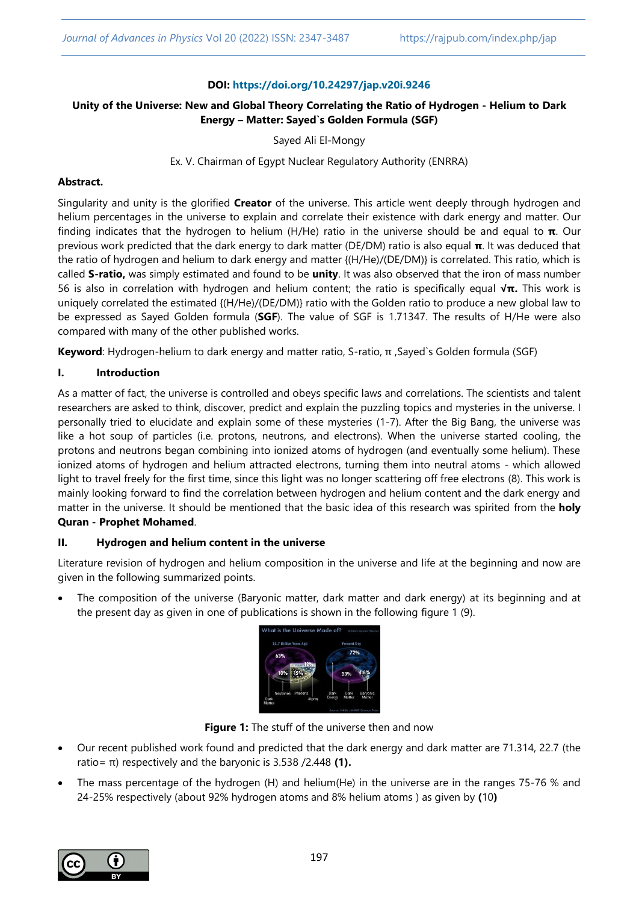**DOI: https://doi.org/10.24297/jap.v20i.9246**

# Unity of the Universe: New and Global Theory Correlating the Ratio of Hydrogen - Helium to Dark Energy – Matter: Sayed`s Golden Formula (SGF)

Sayed Ali El-Mongy

Ex. V. Chairman of Egypt Nuclear Regulatory Authority (ENRRA)

## Abstract.

Singularity and unity is the glorified **Creator** of the universe. This article went deeply through hydrogen and helium percentages in the universe to explain and correlate their existence with dark energy and matter. Our finding indicates that the hydrogen to helium (H/He) ratio in the universe should be and equal to **π**. Our previous work predicted that the dark energy to dark matter (DE/DM) ratio is also equal **π**. It was deduced that the ratio of hydrogen and helium to dark energy and matter {(H/He)/(DE/DM)} is correlated. This ratio, which is called **S-ratio,** was simply estimated and found to be **unity**. It was also observed that the iron of mass number 56 is also in correlation with hydrogen and helium content; the ratio is specifically equal **√π.** This work is uniquely correlated the estimated {(H/He)/(DE/DM)} ratio with the Golden ratio to produce a new global law to be expressed as Sayed Golden formula (**SGF**). The value of SGF is 1.71347. The results of H/He were also compared with many of the other published works.

**Keyword**: Hydrogen-helium to dark energy and matter ratio, S-ratio, π ,Sayed`s Golden formula (SGF)

## I. Introduction

As a matter of fact, the universe is controlled and obeys specific laws and correlations. The scientists and talent researchers are asked to think, discover, predict and explain the puzzling topics and mysteries in the universe. I personally tried to elucidate and explain some of these mysteries (1-7). After the Big Bang, the universe was like a hot soup of particles (i.e. protons, neutrons, and electrons). When the universe started cooling, the protons and neutrons began combining into ionized atoms of hydrogen (and eventually some helium). These ionized atoms of hydrogen and helium attracted electrons, turning them into neutral atoms - which allowed light to travel freely for the first time, since this light was no longer scattering off free electrons (8). This work is mainly looking forward to find the correlation between hydrogen and helium content and the dark energy and matter in the universe. It should be mentioned that the basic idea of this research was spirited from the **holy Quran - Prophet Mohamed**.

## II. Hydrogen and helium content in the universe

Literature revision of hydrogen and helium composition in the universe and life at the beginning and now are given in the following summarized points.

- The composition of the universe (Baryonic matter, dark matter and dark energy) at its beginning and at the present day as given in one of publications is shown in the following figure 1 (9).

**Figure 1:** The stuff of the universe then and now

- Our recent published work found and predicted that the dark energy and dark matter are 71.314, 22.7 (the ratio= π) respectively and the baryonic is 3.538 /2.448 **(1).**
- The mass percentage of the hydrogen (H) and helium(He) in the universe are in the ranges 75-76 % and 24-25% respectively (about 92% hydrogen atoms and 8% helium atoms ) as given by **(**10**)**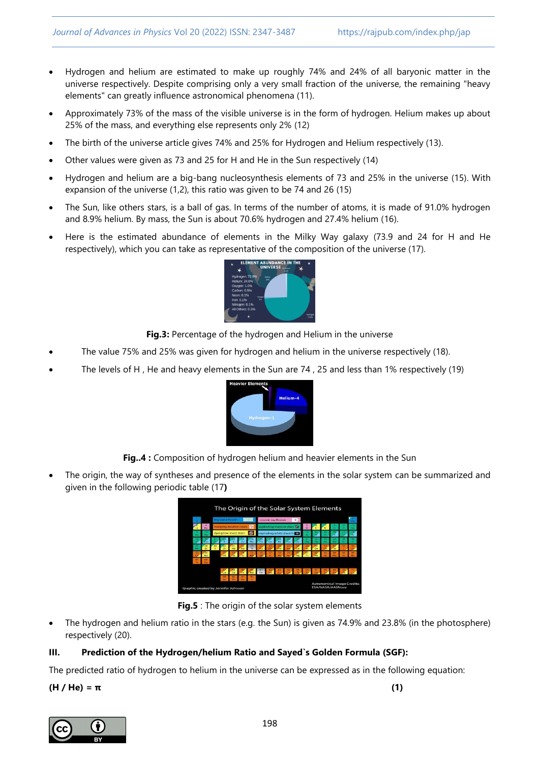- Hydrogen and helium are estimated to make up roughly 74% and 24% of all baryonic matter in the universe respectively. Despite comprising only a very small fraction of the universe, the remaining "heavy elements" can greatly influence astronomical phenomena (11).
- Approximately 73% of the mass of the visible universe is in the form of hydrogen. Helium makes up about 25% of the mass, and everything else represents only 2% (12)
- The birth of the universe article gives 74% and 25% for Hydrogen and Helium respectively (13).
- Other values were given as 73 and 25 for H and He in the Sun respectively (14)
- Hydrogen and helium are a big-bang nucleosynthesis elements of 73 and 25% in the universe (15). With expansion of the universe (1,2), this ratio was given to be 74 and 26 (15)
- The Sun, like others stars, is a ball of gas. In terms of the number of atoms, it is made of 91.0% hydrogen and 8.9% helium. By mass, the Sun is about 70.6% hydrogen and 27.4% helium (16).
- Here is the estimated abundance of elements in the Milky Way galaxy (73.9 and 24 for H and He respectively), which you can take as representative of the composition of the universe (17).

**Fig.3:** Percentage of the hydrogen and Helium in the universe

- The value 75% and 25% was given for hydrogen and helium in the universe respectively (18).
- The levels of H , He and heavy elements in the Sun are 74 , 25 and less than 1% respectively (19)

**Fig..4 :** Composition of hydrogen helium and heavier elements in the Sun

- The origin, the way of syntheses and presence of the elements in the solar system can be summarized and given in the following periodic table (17**)**

**Fig.5** : The origin of the solar system elements

- The hydrogen and helium ratio in the stars (e.g. the Sun) is given as 74.9% and 23.8% (in the photosphere) respectively (20).

### III. Prediction of the Hydrogen/helium Ratio and Sayed`s Golden Formula (SGF):

The predicted ratio of hydrogen to helium in the universe can be expressed as in the following equation:

$$(H / He) = \pi \qquad (1)$$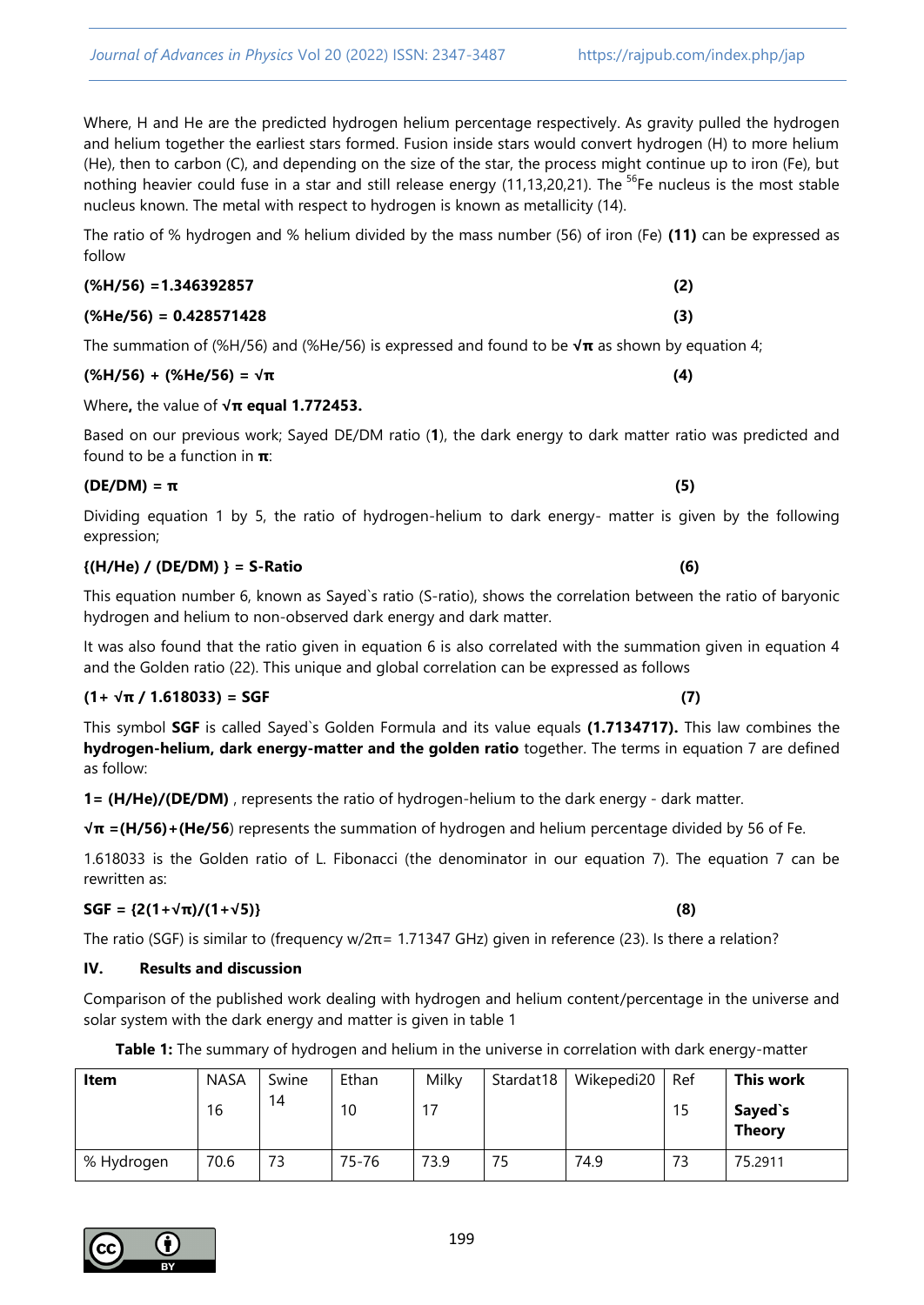Where, H and He are the predicted hydrogen helium percentage respectively. As gravity pulled the hydrogen and helium together the earliest stars formed. Fusion inside stars would convert hydrogen (H) to more helium (He), then to carbon (C), and depending on the size of the star, the process might continue up to iron (Fe), but nothing heavier could fuse in a star and still release energy (11,13,20,21). The $^{56}$Fe nucleus is the most stable nucleus known. The metal with respect to hydrogen is known as metallicity (14).

The ratio of % hydrogen and % helium divided by the mass number (56) of iron (Fe) **(11)** can be expressed as follow

$$(\%H/56) = 1.346392857 \quad (2)$$

$$(\%He/56) = 0.428571428 \quad (3)$$

The summation of (%H/56) and (%He/56) is expressed and found to be **$\sqrt{\pi}$** as shown by equation 4;

$$(\%H/56) + (\%He/56) = \sqrt{\pi} \quad (4)$$

Where**,** the value of **$\sqrt{\pi}$ equal 1.772453.**

Based on our previous work; Sayed DE/DM ratio (**1**), the dark energy to dark matter ratio was predicted and found to be a function in **$\pi$**:

$$(DE/DM) = \pi \quad (5)$$

Dividing equation 1 by 5, the ratio of hydrogen-helium to dark energy- matter is given by the following expression;

$$\{(H/He) / (DE/DM)\} = \text{S-Ratio} \quad (6)$$

This equation number 6, known as Sayed`s ratio (S-ratio), shows the correlation between the ratio of baryonic hydrogen and helium to non-observed dark energy and dark matter.

It was also found that the ratio given in equation 6 is also correlated with the summation given in equation 4 and the Golden ratio (22). This unique and global correlation can be expressed as follows

$$(1 + \sqrt{\pi} / 1.618033) = SGF \quad (7)$$

This symbol **SGF** is called Sayed`s Golden Formula and its value equals **(1.7134717).** This law combines the **hydrogen-helium, dark energy-matter and the golden ratio** together. The terms in equation 7 are defined as follow:

**1= (H/He)/(DE/DM)** , represents the ratio of hydrogen-helium to the dark energy - dark matter.

**$\sqrt{\pi}$ =(H/56)+(He/56**) represents the summation of hydrogen and helium percentage divided by 56 of Fe.

1.618033 is the Golden ratio of L. Fibonacci (the denominator in our equation 7). The equation 7 can be rewritten as:

$$SGF = \{2(1+\sqrt{\pi})/(1+\sqrt{5})\} \quad (8)$$

The ratio (SGF) is similar to (frequency $w/2\pi$= 1.71347 GHz) given in reference (23). Is there a relation?

## IV. Results and discussion

Comparison of the published work dealing with hydrogen and helium content/percentage in the universe and solar system with the dark energy and matter is given in table 1

**Table 1:** The summary of hydrogen and helium in the universe in correlation with dark energy-matter

| **Item** | NASA 16 | Swine 14 | Ethan 10 | Milky 17 | Stardat18 | Wikepedi20 | Ref 15 | **This work Sayed`s Theory** |
|---|---|---|---|---|---|---|---|---|
| % Hydrogen | 70.6 | 73 | 75-76 | 73.9 | 75 | 74.9 | 73 | 75.2911 |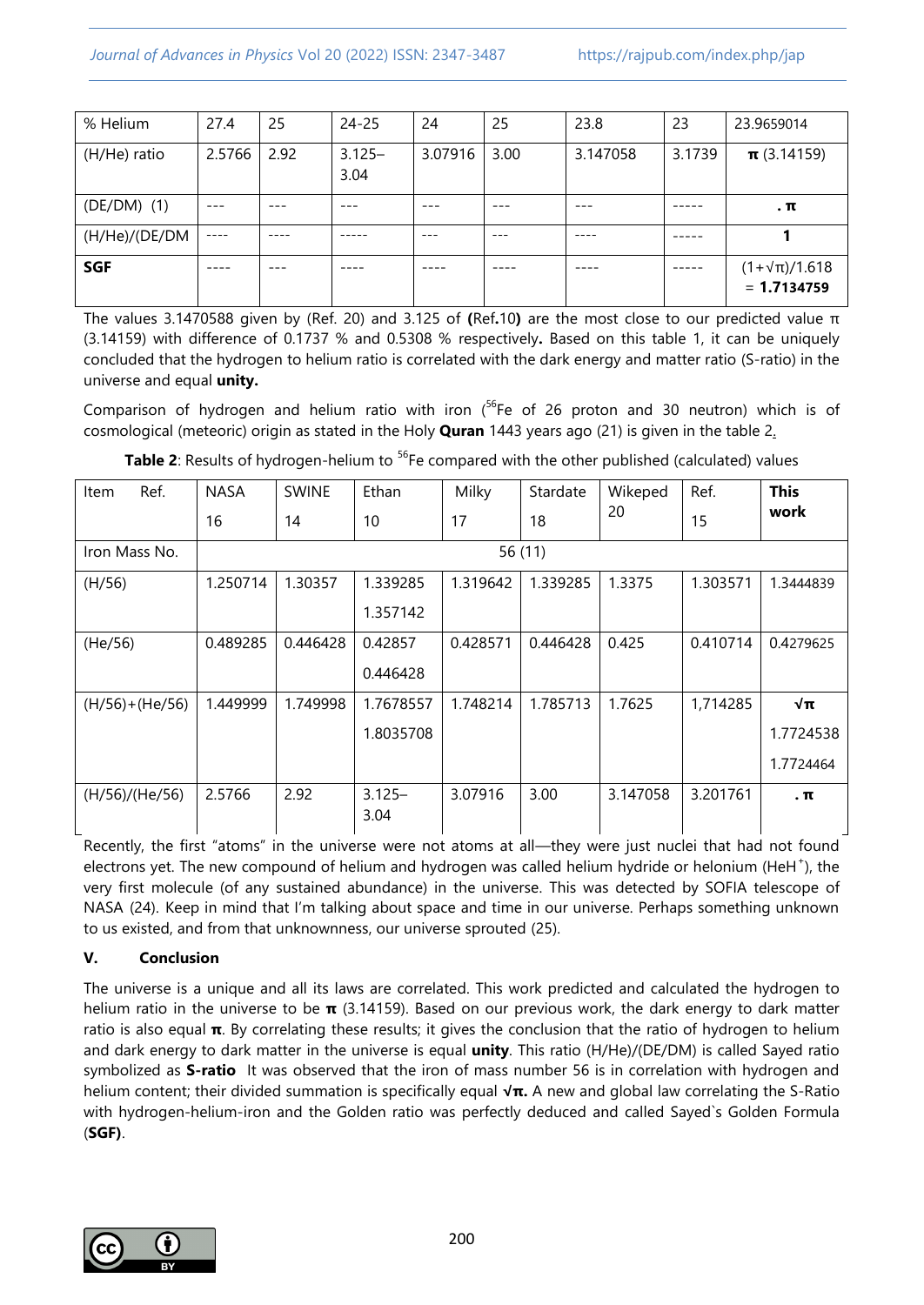| % Helium | 27.4 | 25 | 24-25 | 24 | 25 | 23.8 | 23 | 23.9659014 |
|---|---|---|---|---|---|---|---|---|
| (H/He) ratio | 2.5766 | 2.92 | 3.125–3.04 | 3.07916 | 3.00 | 3.147058 | 3.1739 | **π** (3.14159) |
| (DE/DM) (1) | --- | --- | --- | --- | --- | --- | ----- | **. π** |
| (H/He)/(DE/DM | ---- | ---- | ----- | --- | --- | ---- | ----- | **1** |
| **SGF** | ---- | --- | ---- | ---- | ---- | ---- | ----- | $(1+\sqrt{\pi})/1.618$ = **1.7134759** |

The values 3.1470588 given by (Ref. 20) and 3.125 of **(**Ref**.**10**)** are the most close to our predicted value π (3.14159) with difference of 0.1737 % and 0.5308 % respectively**.** Based on this table 1, it can be uniquely concluded that the hydrogen to helium ratio is correlated with the dark energy and matter ratio (S-ratio) in the universe and equal **unity.**

Comparison of hydrogen and helium ratio with iron ($^{56}Fe$ of 26 proton and 30 neutron) which is of cosmological (meteoric) origin as stated in the Holy **Quran** 1443 years ago (21) is given in the table 2.

**Table 2**: Results of hydrogen-helium to $^{56}Fe$ compared with the other published (calculated) values

| Item Ref. | NASA 16 | SWINE 14 | Ethan 10 | Milky 17 | Stardate 18 | Wikeped 20 | Ref. 15 | **This work** |
|---|---|---|---|---|---|---|---|---|
| Iron Mass No. | 56 (11) | | | | | | | |
| (H/56) | 1.250714 | 1.30357 | 1.339285<br>1.357142 | 1.319642 | 1.339285 | 1.3375 | 1.303571 | 1.3444839 |
| (He/56) | 0.489285 | 0.446428 | 0.42857<br>0.446428 | 0.428571 | 0.446428 | 0.425 | 0.410714 | 0.4279625 |
| (H/56)+(He/56) | 1.449999 | 1.749998 | 1.7678557<br>1.8035708 | 1.748214 | 1.785713 | 1.7625 | 1,714285 | **√π**<br>1.7724538<br>1.7724464 |
| (H/56)/(He/56) | 2.5766 | 2.92 | 3.125–3.04 | 3.07916 | 3.00 | 3.147058 | 3.201761 | **. π** |

Recently, the first "atoms" in the universe were not atoms at all—they were just nuclei that had not found electrons yet. The new compound of helium and hydrogen was called helium hydride or helonium ($HeH^+$), the very first molecule (of any sustained abundance) in the universe. This was detected by SOFIA telescope of NASA (24). Keep in mind that I'm talking about space and time in our universe. Perhaps something unknown to us existed, and from that unknownness, our universe sprouted (25).

## V. Conclusion

The universe is a unique and all its laws are correlated. This work predicted and calculated the hydrogen to helium ratio in the universe to be **π** (3.14159). Based on our previous work, the dark energy to dark matter ratio is also equal **π**. By correlating these results; it gives the conclusion that the ratio of hydrogen to helium and dark energy to dark matter in the universe is equal **unity**. This ratio (H/He)/(DE/DM) is called Sayed ratio symbolized as **S-ratio** It was observed that the iron of mass number 56 is in correlation with hydrogen and helium content; their divided summation is specifically equal **√π.** A new and global law correlating the S-Ratio with hydrogen-helium-iron and the Golden ratio was perfectly deduced and called Sayed`s Golden Formula (**SGF**).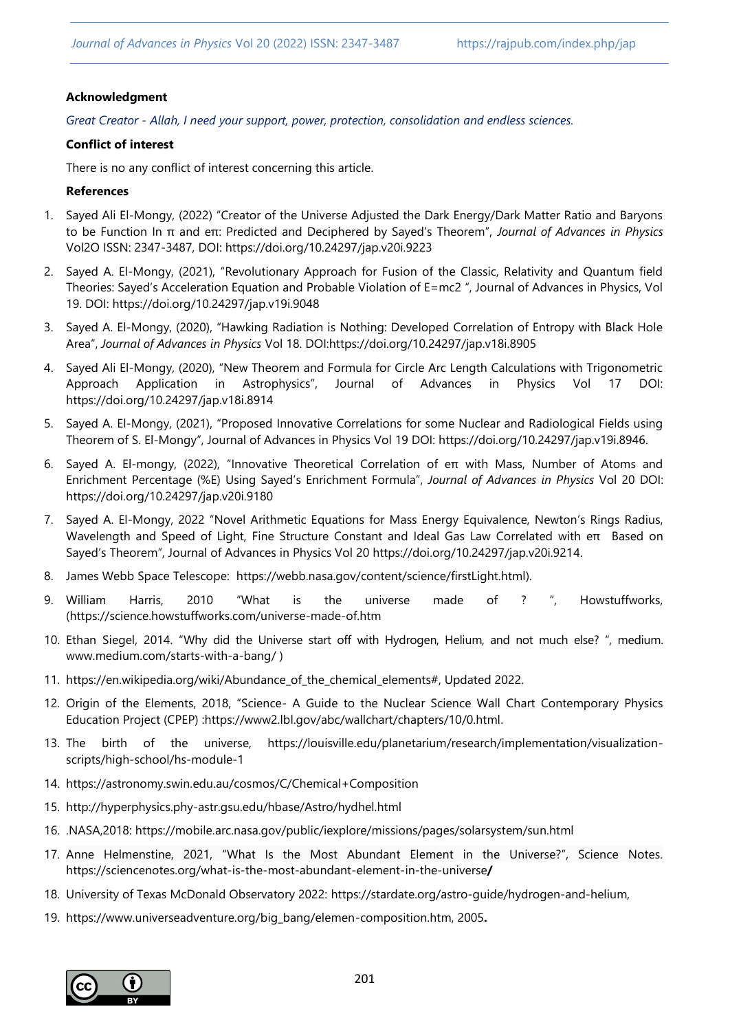**Acknowledgment**

*Great Creator - Allah, I need your support, power, protection, consolidation and endless sciences.*

**Conflict of interest**

There is no any conflict of interest concerning this article.

**References**

1. Sayed Ali El-Mongy, (2022) "Creator of the Universe Adjusted the Dark Energy/Dark Matter Ratio and Baryons to be Function In π and eπ: Predicted and Deciphered by Sayed's Theorem", *Journal of Advances in Physics* Vol2O ISSN: 2347-3487, DOI: https://doi.org/10.24297/jap.v20i.9223
2. Sayed A. El-Mongy, (2021), "Revolutionary Approach for Fusion of the Classic, Relativity and Quantum field Theories: Sayed's Acceleration Equation and Probable Violation of E=mc2 ", Journal of Advances in Physics, Vol 19. DOI: https://doi.org/10.24297/jap.v19i.9048
3. Sayed A. El-Mongy, (2020), "Hawking Radiation is Nothing: Developed Correlation of Entropy with Black Hole Area", *Journal of Advances in Physics* Vol 18. DOI:https://doi.org/10.24297/jap.v18i.8905
4. Sayed Ali El-Mongy, (2020), "New Theorem and Formula for Circle Arc Length Calculations with Trigonometric Approach Application in Astrophysics", Journal of Advances in Physics Vol 17 DOI: https://doi.org/10.24297/jap.v18i.8914
5. Sayed A. El-Mongy, (2021), "Proposed Innovative Correlations for some Nuclear and Radiological Fields using Theorem of S. El-Mongy", Journal of Advances in Physics Vol 19 DOI: https://doi.org/10.24297/jap.v19i.8946.
6. Sayed A. El-mongy, (2022), "Innovative Theoretical Correlation of eπ with Mass, Number of Atoms and Enrichment Percentage (%E) Using Sayed's Enrichment Formula", *Journal of Advances in Physics* Vol 20 DOI: https://doi.org/10.24297/jap.v20i.9180
7. Sayed A. El-Mongy, 2022 "Novel Arithmetic Equations for Mass Energy Equivalence, Newton's Rings Radius, Wavelength and Speed of Light, Fine Structure Constant and Ideal Gas Law Correlated with eπ Based on Sayed's Theorem", Journal of Advances in Physics Vol 20 https://doi.org/10.24297/jap.v20i.9214.
8. James Webb Space Telescope: https://webb.nasa.gov/content/science/firstLight.html).
9. William Harris, 2010 "What is the universe made of ? ", Howstuffworks, (https://science.howstuffworks.com/universe-made-of.htm
10. Ethan Siegel, 2014. "Why did the Universe start off with Hydrogen, Helium, and not much else? ", medium. www.medium.com/starts-with-a-bang/ )
11. https://en.wikipedia.org/wiki/Abundance_of_the_chemical_elements#, Updated 2022.
12. Origin of the Elements, 2018, "Science- A Guide to the Nuclear Science Wall Chart Contemporary Physics Education Project (CPEP) :https://www2.lbl.gov/abc/wallchart/chapters/10/0.html.
13. The birth of the universe, https://louisville.edu/planetarium/research/implementation/visualization-scripts/high-school/hs-module-1
14. https://astronomy.swin.edu.au/cosmos/C/Chemical+Composition
15. http://hyperphysics.phy-astr.gsu.edu/hbase/Astro/hydhel.html
16. .NASA,2018: https://mobile.arc.nasa.gov/public/iexplore/missions/pages/solarsystem/sun.html
17. Anne Helmenstine, 2021, "What Is the Most Abundant Element in the Universe?", Science Notes. https://sciencenotes.org/what-is-the-most-abundant-element-in-the-universe**/**
18. University of Texas McDonald Observatory 2022: https://stardate.org/astro-guide/hydrogen-and-helium,
19. https://www.universeadventure.org/big_bang/elemen-composition.htm, 2005**.**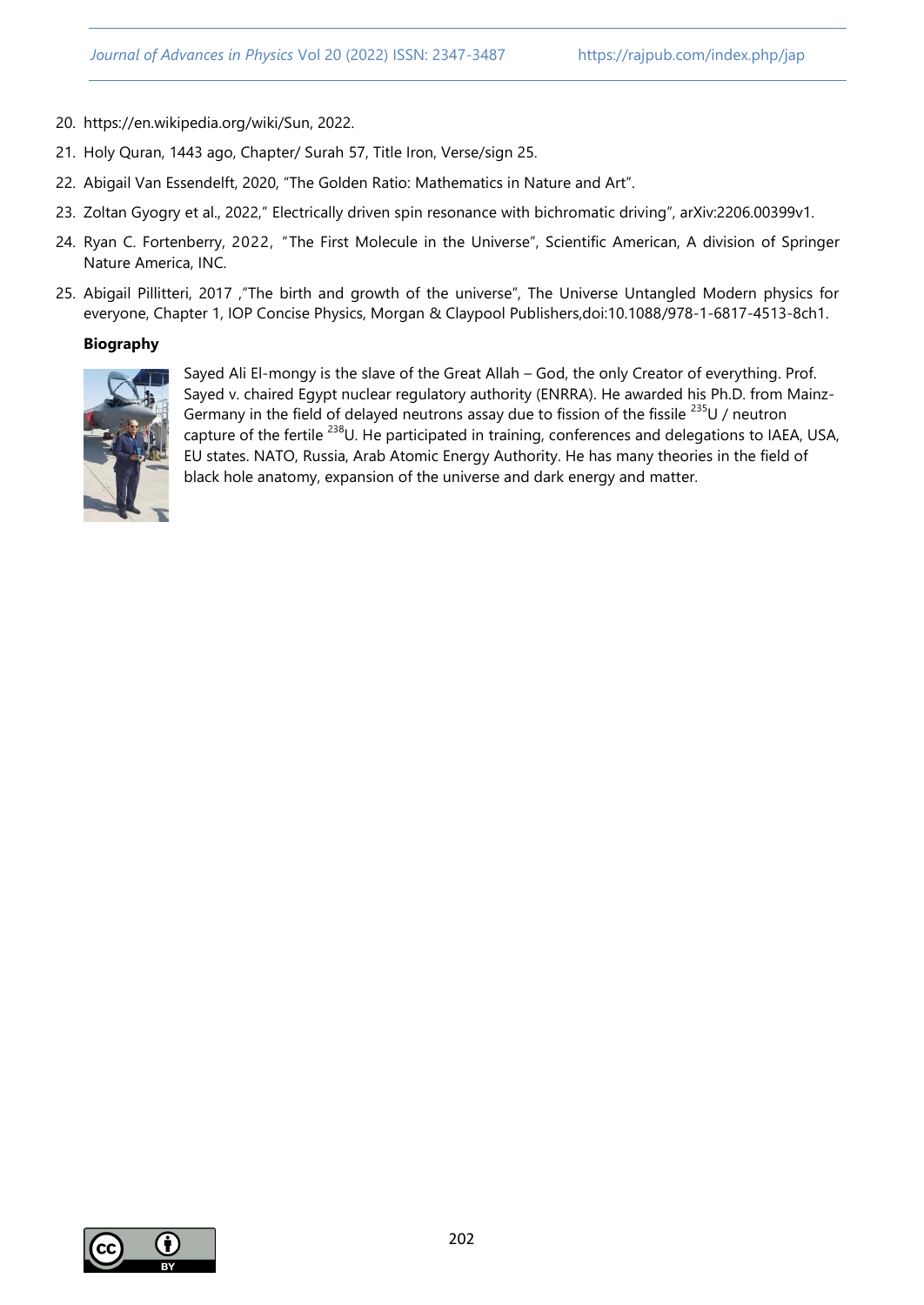20. https://en.wikipedia.org/wiki/Sun, 2022.
21. Holy Quran, 1443 ago, Chapter/ Surah 57, Title Iron, Verse/sign 25.
22. Abigail Van Essendelft, 2020, "The Golden Ratio: Mathematics in Nature and Art".
23. Zoltan Gyogry et al., 2022," Electrically driven spin resonance with bichromatic driving", arXiv:2206.00399v1.
24. Ryan C. Fortenberry, 2022, "The First Molecule in the Universe", Scientific American, A division of Springer Nature America, INC.
25. Abigail Pillitteri, 2017 ,"The birth and growth of the universe", The Universe Untangled Modern physics for everyone, Chapter 1, IOP Concise Physics, Morgan & Claypool Publishers,doi:10.1088/978-1-6817-4513-8ch1.

**Biography**

Sayed Ali El-mongy is the slave of the Great Allah – God, the only Creator of everything. Prof. Sayed v. chaired Egypt nuclear regulatory authority (ENRRA). He awarded his Ph.D. from Mainz-Germany in the field of delayed neutrons assay due to fission of the fissile $^{235}U$ / neutron capture of the fertile $^{238}U$. He participated in training, conferences and delegations to IAEA, USA, EU states. NATO, Russia, Arab Atomic Energy Authority. He has many theories in the field of black hole anatomy, expansion of the universe and dark energy and matter.